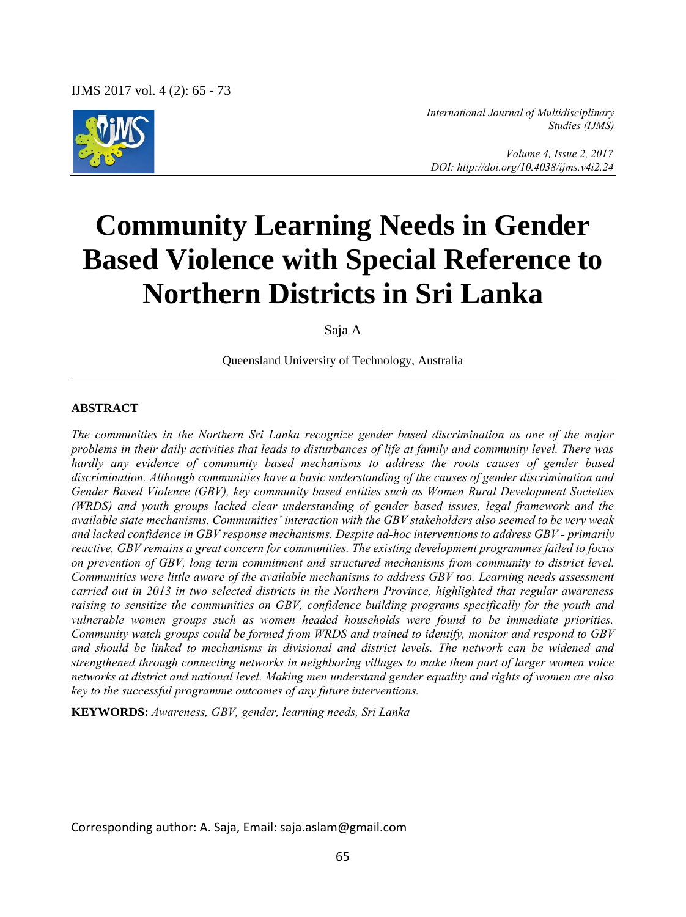*International Journal of Multidisciplinary Studies (IJMS)*

*Volume 4, Issue 2, 2017*
*DOI: http://doi.org/10.4038/ijms.v4i2.24*

# Community Learning Needs in Gender Based Violence with Special Reference to Northern Districts in Sri Lanka

Saja A

Queensland University of Technology, Australia

### ABSTRACT

*The communities in the Northern Sri Lanka recognize gender based discrimination as one of the major problems in their daily activities that leads to disturbances of life at family and community level. There was hardly any evidence of community based mechanisms to address the roots causes of gender based discrimination. Although communities have a basic understanding of the causes of gender discrimination and Gender Based Violence (GBV), key community based entities such as Women Rural Development Societies (WRDS) and youth groups lacked clear understanding of gender based issues, legal framework and the available state mechanisms. Communities' interaction with the GBV stakeholders also seemed to be very weak and lacked confidence in GBV response mechanisms. Despite ad-hoc interventions to address GBV - primarily reactive, GBV remains a great concern for communities. The existing development programmes failed to focus on prevention of GBV, long term commitment and structured mechanisms from community to district level. Communities were little aware of the available mechanisms to address GBV too. Learning needs assessment carried out in 2013 in two selected districts in the Northern Province, highlighted that regular awareness raising to sensitize the communities on GBV, confidence building programs specifically for the youth and vulnerable women groups such as women headed households were found to be immediate priorities. Community watch groups could be formed from WRDS and trained to identify, monitor and respond to GBV and should be linked to mechanisms in divisional and district levels. The network can be widened and strengthened through connecting networks in neighboring villages to make them part of larger women voice networks at district and national level. Making men understand gender equality and rights of women are also key to the successful programme outcomes of any future interventions.*

**KEYWORDS:** *Awareness, GBV, gender, learning needs, Sri Lanka*

Corresponding author: A. Saja, Email: saja.aslam@gmail.com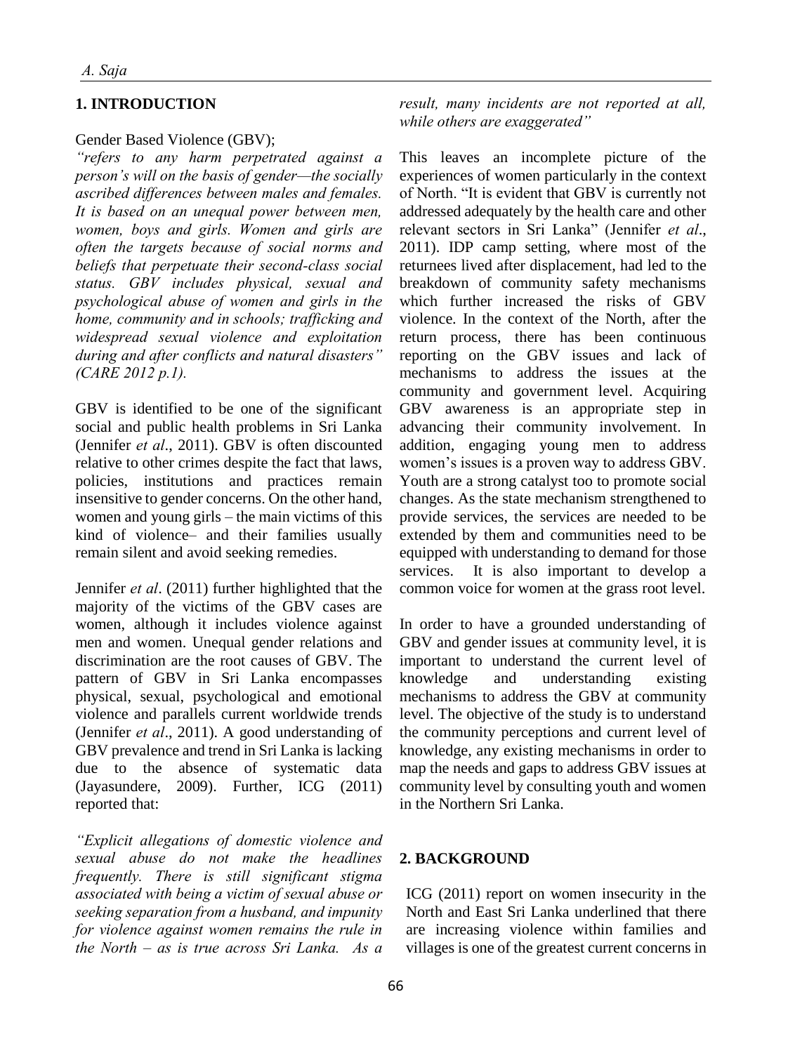## 1. INTRODUCTION

Gender Based Violence (GBV);

*"refers to any harm perpetrated against a person's will on the basis of gender—the socially ascribed differences between males and females. It is based on an unequal power between men, women, boys and girls. Women and girls are often the targets because of social norms and beliefs that perpetuate their second-class social status. GBV includes physical, sexual and psychological abuse of women and girls in the home, community and in schools; trafficking and widespread sexual violence and exploitation during and after conflicts and natural disasters" (CARE 2012 p.1).*

GBV is identified to be one of the significant social and public health problems in Sri Lanka (Jennifer *et al*., 2011). GBV is often discounted relative to other crimes despite the fact that laws, policies, institutions and practices remain insensitive to gender concerns. On the other hand, women and young girls – the main victims of this kind of violence– and their families usually remain silent and avoid seeking remedies.

Jennifer *et al*. (2011) further highlighted that the majority of the victims of the GBV cases are women, although it includes violence against men and women. Unequal gender relations and discrimination are the root causes of GBV. The pattern of GBV in Sri Lanka encompasses physical, sexual, psychological and emotional violence and parallels current worldwide trends (Jennifer *et al*., 2011). A good understanding of GBV prevalence and trend in Sri Lanka is lacking due to the absence of systematic data (Jayasundere, 2009). Further, ICG (2011) reported that:

*"Explicit allegations of domestic violence and sexual abuse do not make the headlines frequently. There is still significant stigma associated with being a victim of sexual abuse or seeking separation from a husband, and impunity for violence against women remains the rule in the North – as is true across Sri Lanka. As a result, many incidents are not reported at all, while others are exaggerated"*

This leaves an incomplete picture of the experiences of women particularly in the context of North. "It is evident that GBV is currently not addressed adequately by the health care and other relevant sectors in Sri Lanka" (Jennifer *et al*., 2011). IDP camp setting, where most of the returnees lived after displacement, had led to the breakdown of community safety mechanisms which further increased the risks of GBV violence. In the context of the North, after the return process, there has been continuous reporting on the GBV issues and lack of mechanisms to address the issues at the community and government level. Acquiring GBV awareness is an appropriate step in advancing their community involvement. In addition, engaging young men to address women's issues is a proven way to address GBV. Youth are a strong catalyst too to promote social changes. As the state mechanism strengthened to provide services, the services are needed to be extended by them and communities need to be equipped with understanding to demand for those services. It is also important to develop a common voice for women at the grass root level.

In order to have a grounded understanding of GBV and gender issues at community level, it is important to understand the current level of knowledge and understanding existing mechanisms to address the GBV at community level. The objective of the study is to understand the community perceptions and current level of knowledge, any existing mechanisms in order to map the needs and gaps to address GBV issues at community level by consulting youth and women in the Northern Sri Lanka.

## 2. BACKGROUND

ICG (2011) report on women insecurity in the North and East Sri Lanka underlined that there are increasing violence within families and villages is one of the greatest current concerns in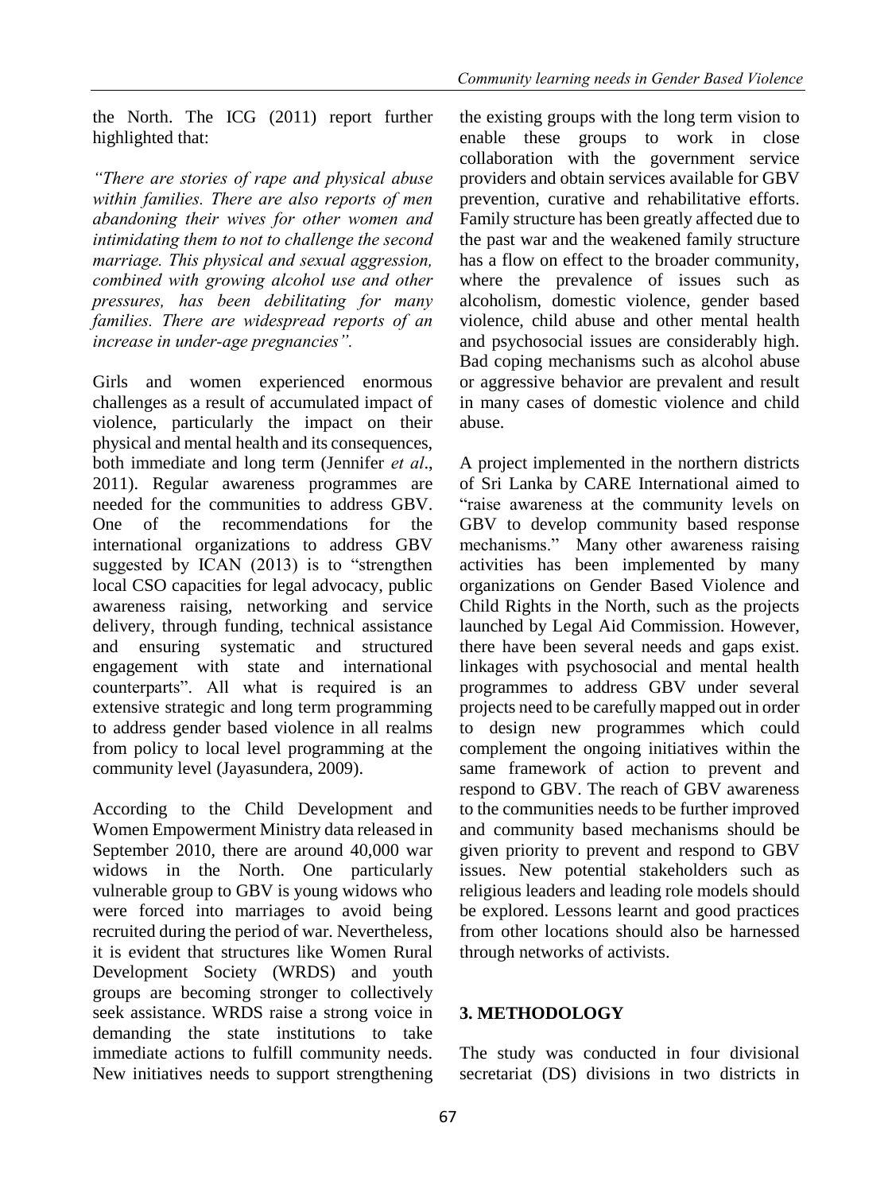the North. The ICG (2011) report further highlighted that:

*"There are stories of rape and physical abuse within families. There are also reports of men abandoning their wives for other women and intimidating them to not to challenge the second marriage. This physical and sexual aggression, combined with growing alcohol use and other pressures, has been debilitating for many families. There are widespread reports of an increase in under-age pregnancies".*

Girls and women experienced enormous challenges as a result of accumulated impact of violence, particularly the impact on their physical and mental health and its consequences, both immediate and long term (Jennifer *et al*., 2011). Regular awareness programmes are needed for the communities to address GBV. One of the recommendations for the international organizations to address GBV suggested by ICAN (2013) is to "strengthen local CSO capacities for legal advocacy, public awareness raising, networking and service delivery, through funding, technical assistance and ensuring systematic and structured engagement with state and international counterparts". All what is required is an extensive strategic and long term programming to address gender based violence in all realms from policy to local level programming at the community level (Jayasundera, 2009).

According to the Child Development and Women Empowerment Ministry data released in September 2010, there are around 40,000 war widows in the North. One particularly vulnerable group to GBV is young widows who were forced into marriages to avoid being recruited during the period of war. Nevertheless, it is evident that structures like Women Rural Development Society (WRDS) and youth groups are becoming stronger to collectively seek assistance. WRDS raise a strong voice in demanding the state institutions to take immediate actions to fulfill community needs. New initiatives needs to support strengthening the existing groups with the long term vision to enable these groups to work in close collaboration with the government service providers and obtain services available for GBV prevention, curative and rehabilitative efforts. Family structure has been greatly affected due to the past war and the weakened family structure has a flow on effect to the broader community, where the prevalence of issues such as alcoholism, domestic violence, gender based violence, child abuse and other mental health and psychosocial issues are considerably high. Bad coping mechanisms such as alcohol abuse or aggressive behavior are prevalent and result in many cases of domestic violence and child abuse.

A project implemented in the northern districts of Sri Lanka by CARE International aimed to "raise awareness at the community levels on GBV to develop community based response mechanisms." Many other awareness raising activities has been implemented by many organizations on Gender Based Violence and Child Rights in the North, such as the projects launched by Legal Aid Commission. However, there have been several needs and gaps exist. linkages with psychosocial and mental health programmes to address GBV under several projects need to be carefully mapped out in order to design new programmes which could complement the ongoing initiatives within the same framework of action to prevent and respond to GBV. The reach of GBV awareness to the communities needs to be further improved and community based mechanisms should be given priority to prevent and respond to GBV issues. New potential stakeholders such as religious leaders and leading role models should be explored. Lessons learnt and good practices from other locations should also be harnessed through networks of activists.

## 3. METHODOLOGY

The study was conducted in four divisional secretariat (DS) divisions in two districts in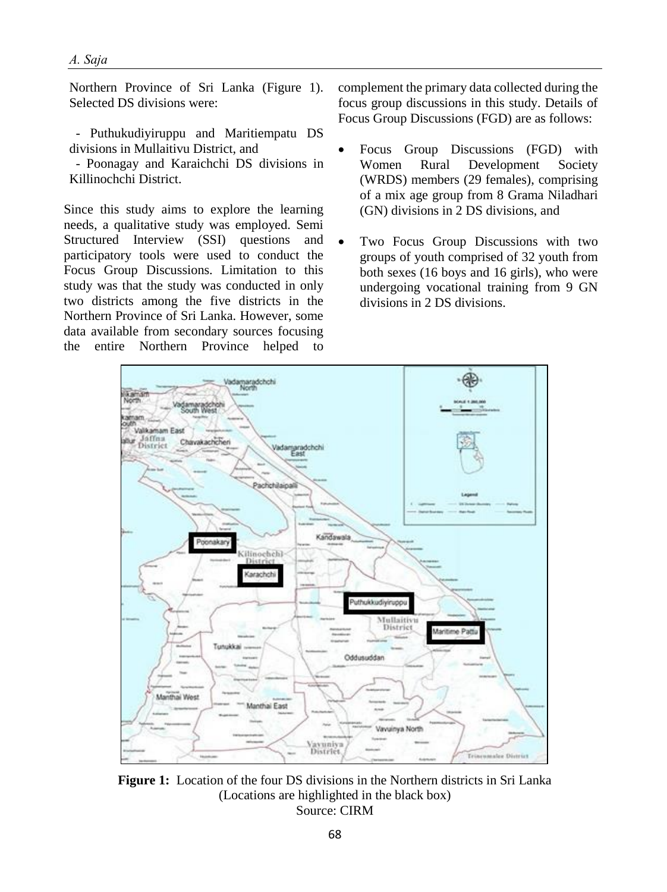Northern Province of Sri Lanka (Figure 1). Selected DS divisions were:

- Puthukudiyiruppu and Maritiempatu DS divisions in Mullaitivu District, and
- Poonagay and Karaichchi DS divisions in Killinochchi District.

Since this study aims to explore the learning needs, a qualitative study was employed. Semi Structured Interview (SSI) questions and participatory tools were used to conduct the Focus Group Discussions. Limitation to this study was that the study was conducted in only two districts among the five districts in the Northern Province of Sri Lanka. However, some data available from secondary sources focusing the entire Northern Province helped to complement the primary data collected during the focus group discussions in this study. Details of Focus Group Discussions (FGD) are as follows:

- Focus Group Discussions (FGD) with Women Rural Development Society (WRDS) members (29 females), comprising of a mix age group from 8 Grama Niladhari (GN) divisions in 2 DS divisions, and
- Two Focus Group Discussions with two groups of youth comprised of 32 youth from both sexes (16 boys and 16 girls), who were undergoing vocational training from 9 GN divisions in 2 DS divisions.

**Figure 1:** Location of the four DS divisions in the Northern districts in Sri Lanka (Locations are highlighted in the black box)
Source: CIRM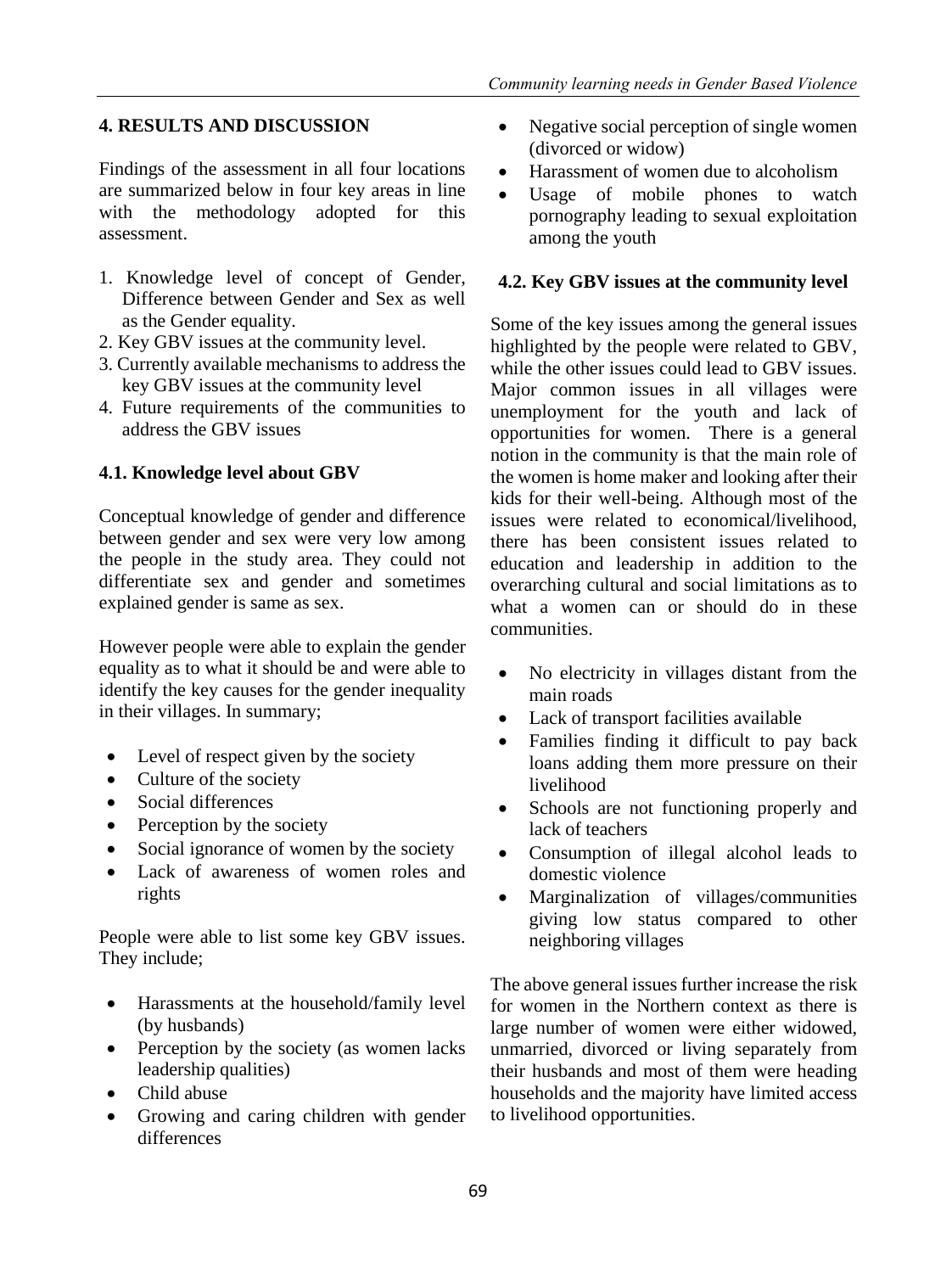## 4. RESULTS AND DISCUSSION

Findings of the assessment in all four locations are summarized below in four key areas in line with the methodology adopted for this assessment.

1. Knowledge level of concept of Gender, Difference between Gender and Sex as well as the Gender equality.
2. Key GBV issues at the community level.
3. Currently available mechanisms to address the key GBV issues at the community level
4. Future requirements of the communities to address the GBV issues

### 4.1. Knowledge level about GBV

Conceptual knowledge of gender and difference between gender and sex were very low among the people in the study area. They could not differentiate sex and gender and sometimes explained gender is same as sex.

However people were able to explain the gender equality as to what it should be and were able to identify the key causes for the gender inequality in their villages. In summary;

- Level of respect given by the society
- Culture of the society
- Social differences
- Perception by the society
- Social ignorance of women by the society
- Lack of awareness of women roles and rights

People were able to list some key GBV issues. They include;

- Harassments at the household/family level (by husbands)
- Perception by the society (as women lacks leadership qualities)
- Child abuse
- Growing and caring children with gender differences
- Negative social perception of single women (divorced or widow)
- Harassment of women due to alcoholism
- Usage of mobile phones to watch pornography leading to sexual exploitation among the youth

### 4.2. Key GBV issues at the community level

Some of the key issues among the general issues highlighted by the people were related to GBV, while the other issues could lead to GBV issues. Major common issues in all villages were unemployment for the youth and lack of opportunities for women. There is a general notion in the community is that the main role of the women is home maker and looking after their kids for their well-being. Although most of the issues were related to economical/livelihood, there has been consistent issues related to education and leadership in addition to the overarching cultural and social limitations as to what a women can or should do in these communities.

- No electricity in villages distant from the main roads
- Lack of transport facilities available
- Families finding it difficult to pay back loans adding them more pressure on their livelihood
- Schools are not functioning properly and lack of teachers
- Consumption of illegal alcohol leads to domestic violence
- Marginalization of villages/communities giving low status compared to other neighboring villages

The above general issues further increase the risk for women in the Northern context as there is large number of women were either widowed, unmarried, divorced or living separately from their husbands and most of them were heading households and the majority have limited access to livelihood opportunities.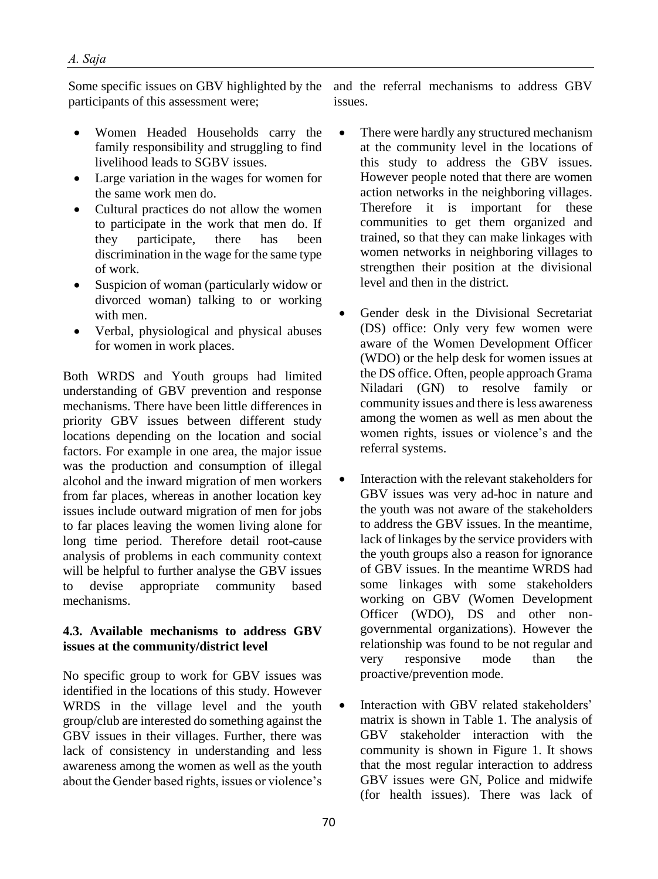Some specific issues on GBV highlighted by the participants of this assessment were;

- Women Headed Households carry the family responsibility and struggling to find livelihood leads to SGBV issues.
- Large variation in the wages for women for the same work men do.
- Cultural practices do not allow the women to participate in the work that men do. If they participate, there has been discrimination in the wage for the same type of work.
- Suspicion of woman (particularly widow or divorced woman) talking to or working with men.
- Verbal, physiological and physical abuses for women in work places.

Both WRDS and Youth groups had limited understanding of GBV prevention and response mechanisms. There have been little differences in priority GBV issues between different study locations depending on the location and social factors. For example in one area, the major issue was the production and consumption of illegal alcohol and the inward migration of men workers from far places, whereas in another location key issues include outward migration of men for jobs to far places leaving the women living alone for long time period. Therefore detail root-cause analysis of problems in each community context will be helpful to further analyse the GBV issues to devise appropriate community based mechanisms.

### 4.3. Available mechanisms to address GBV issues at the community/district level

No specific group to work for GBV issues was identified in the locations of this study. However WRDS in the village level and the youth group/club are interested do something against the GBV issues in their villages. Further, there was lack of consistency in understanding and less awareness among the women as well as the youth about the Gender based rights, issues or violence's and the referral mechanisms to address GBV issues.

- There were hardly any structured mechanism at the community level in the locations of this study to address the GBV issues. However people noted that there are women action networks in the neighboring villages. Therefore it is important for these communities to get them organized and trained, so that they can make linkages with women networks in neighboring villages to strengthen their position at the divisional level and then in the district.

- Gender desk in the Divisional Secretariat (DS) office: Only very few women were aware of the Women Development Officer (WDO) or the help desk for women issues at the DS office. Often, people approach Grama Niladari (GN) to resolve family or community issues and there is less awareness among the women as well as men about the women rights, issues or violence's and the referral systems.

- Interaction with the relevant stakeholders for GBV issues was very ad-hoc in nature and the youth was not aware of the stakeholders to address the GBV issues. In the meantime, lack of linkages by the service providers with the youth groups also a reason for ignorance of GBV issues. In the meantime WRDS had some linkages with some stakeholders working on GBV (Women Development Officer (WDO), DS and other non-governmental organizations). However the relationship was found to be not regular and very responsive mode than the proactive/prevention mode.

- Interaction with GBV related stakeholders' matrix is shown in Table 1. The analysis of GBV stakeholder interaction with the community is shown in Figure 1. It shows that the most regular interaction to address GBV issues were GN, Police and midwife (for health issues). There was lack of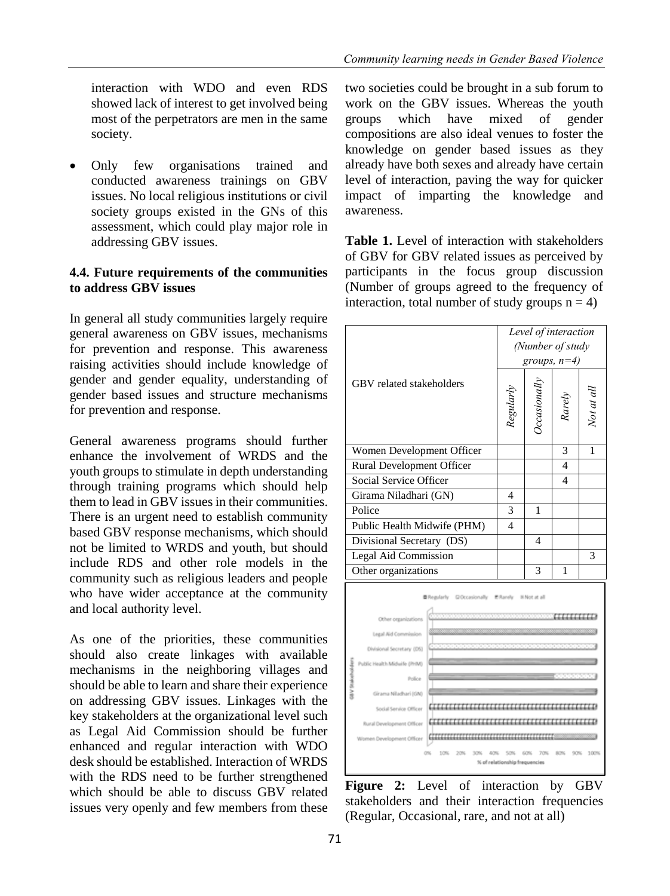interaction with WDO and even RDS showed lack of interest to get involved being most of the perpetrators are men in the same society.

- Only few organisations trained and conducted awareness trainings on GBV issues. No local religious institutions or civil society groups existed in the GNs of this assessment, which could play major role in addressing GBV issues.

### 4.4. Future requirements of the communities to address GBV issues

In general all study communities largely require general awareness on GBV issues, mechanisms for prevention and response. This awareness raising activities should include knowledge of gender and gender equality, understanding of gender based issues and structure mechanisms for prevention and response.

General awareness programs should further enhance the involvement of WRDS and the youth groups to stimulate in depth understanding through training programs which should help them to lead in GBV issues in their communities. There is an urgent need to establish community based GBV response mechanisms, which should not be limited to WRDS and youth, but should include RDS and other role models in the community such as religious leaders and people who have wider acceptance at the community and local authority level.

As one of the priorities, these communities should also create linkages with available mechanisms in the neighboring villages and should be able to learn and share their experience on addressing GBV issues. Linkages with the key stakeholders at the organizational level such as Legal Aid Commission should be further enhanced and regular interaction with WDO desk should be established. Interaction of WRDS with the RDS need to be further strengthened which should be able to discuss GBV related issues very openly and few members from these two societies could be brought in a sub forum to work on the GBV issues. Whereas the youth groups which have mixed of gender compositions are also ideal venues to foster the knowledge on gender based issues as they already have both sexes and already have certain level of interaction, paving the way for quicker impact of imparting the knowledge and awareness.

**Table 1.** Level of interaction with stakeholders of GBV for GBV related issues as perceived by participants in the focus group discussion (Number of groups agreed to the frequency of interaction, total number of study groups n = 4)

| GBV related stakeholders | *Level of interaction (Number of study groups, n=4)* | | | |
|---|---|---|---|---|
| | *Regularly* | *Occasionally* | *Rarely* | *Not at all* |
| Women Development Officer | | | 3 | 1 |
| Rural Development Officer | | | 4 | |
| Social Service Officer | | | 4 | |
| Girama Niladhari (GN) | 4 | | | |
| Police | 3 | 1 | | |
| Public Health Midwife (PHM) | 4 | | | |
| Divisional Secretary (DS) | | 4 | | |
| Legal Aid Commission | | | | 3 |
| Other organizations | | 3 | 1 | |

**Figure 2:** Level of interaction by GBV stakeholders and their interaction frequencies (Regular, Occasional, rare, and not at all)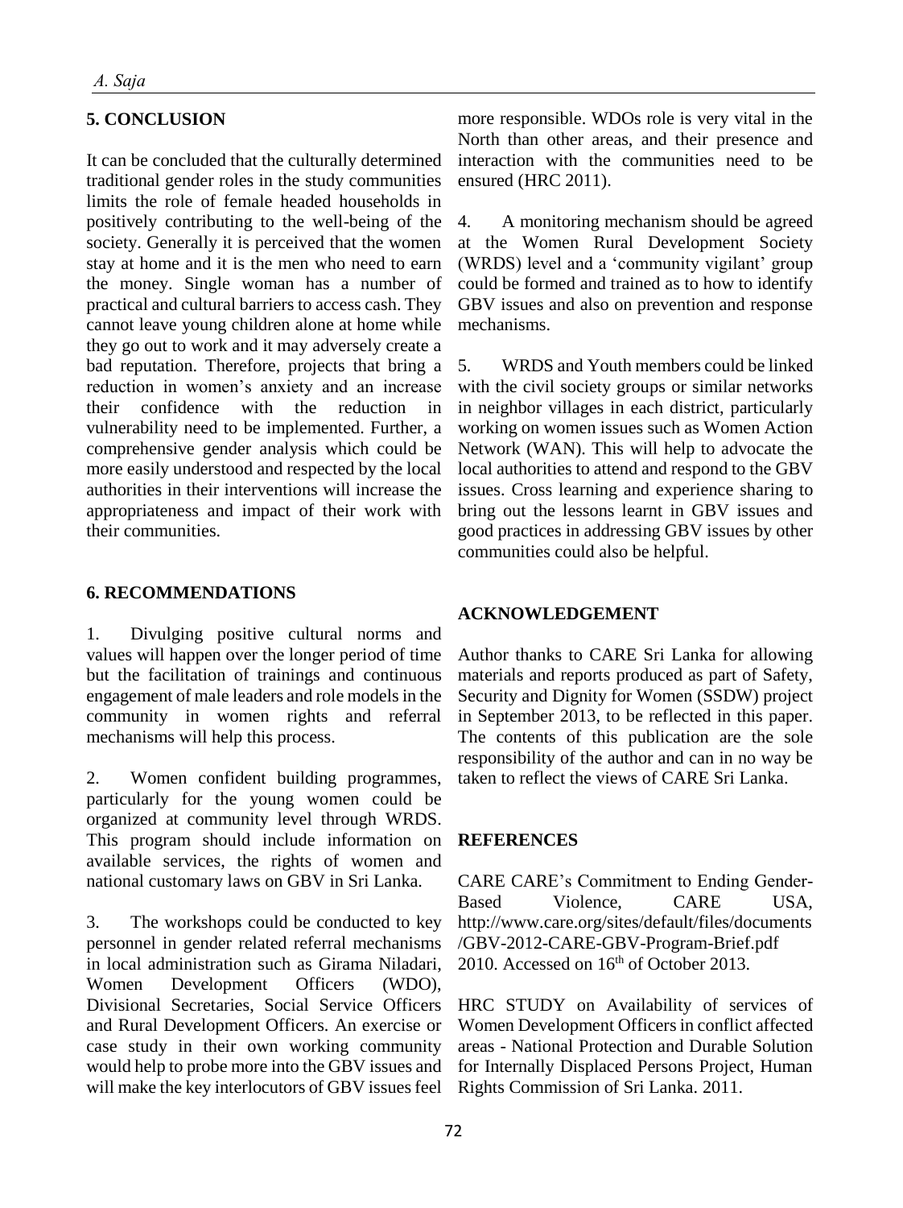## 5. CONCLUSION

It can be concluded that the culturally determined traditional gender roles in the study communities limits the role of female headed households in positively contributing to the well-being of the society. Generally it is perceived that the women stay at home and it is the men who need to earn the money. Single woman has a number of practical and cultural barriers to access cash. They cannot leave young children alone at home while they go out to work and it may adversely create a bad reputation. Therefore, projects that bring a reduction in women's anxiety and an increase their confidence with the reduction in vulnerability need to be implemented. Further, a comprehensive gender analysis which could be more easily understood and respected by the local authorities in their interventions will increase the appropriateness and impact of their work with their communities.

## 6. RECOMMENDATIONS

1. Divulging positive cultural norms and values will happen over the longer period of time but the facilitation of trainings and continuous engagement of male leaders and role models in the community in women rights and referral mechanisms will help this process.

2. Women confident building programmes, particularly for the young women could be organized at community level through WRDS. This program should include information on available services, the rights of women and national customary laws on GBV in Sri Lanka.

3. The workshops could be conducted to key personnel in gender related referral mechanisms in local administration such as Girama Niladari, Women Development Officers (WDO), Divisional Secretaries, Social Service Officers and Rural Development Officers. An exercise or case study in their own working community would help to probe more into the GBV issues and will make the key interlocutors of GBV issues feel more responsible. WDOs role is very vital in the North than other areas, and their presence and interaction with the communities need to be ensured (HRC 2011).

4. A monitoring mechanism should be agreed at the Women Rural Development Society (WRDS) level and a 'community vigilant' group could be formed and trained as to how to identify GBV issues and also on prevention and response mechanisms.

5. WRDS and Youth members could be linked with the civil society groups or similar networks in neighbor villages in each district, particularly working on women issues such as Women Action Network (WAN). This will help to advocate the local authorities to attend and respond to the GBV issues. Cross learning and experience sharing to bring out the lessons learnt in GBV issues and good practices in addressing GBV issues by other communities could also be helpful.

## ACKNOWLEDGEMENT

Author thanks to CARE Sri Lanka for allowing materials and reports produced as part of Safety, Security and Dignity for Women (SSDW) project in September 2013, to be reflected in this paper. The contents of this publication are the sole responsibility of the author and can in no way be taken to reflect the views of CARE Sri Lanka.

## REFERENCES

CARE CARE's Commitment to Ending Gender-Based Violence, CARE USA, http://www.care.org/sites/default/files/documents/GBV-2012-CARE-GBV-Program-Brief.pdf 2010. Accessed on 16th of October 2013.

HRC STUDY on Availability of services of Women Development Officers in conflict affected areas - National Protection and Durable Solution for Internally Displaced Persons Project, Human Rights Commission of Sri Lanka. 2011.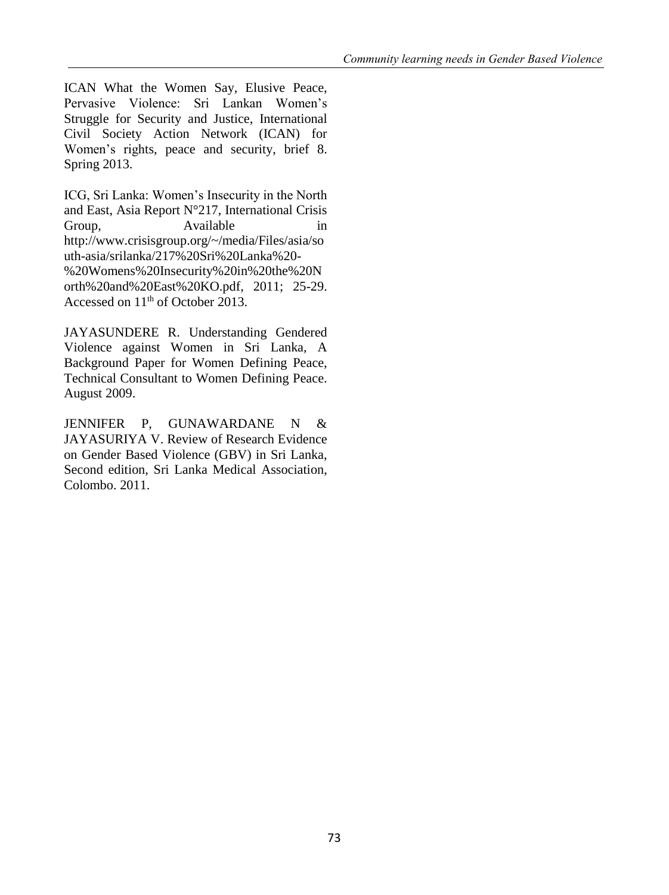ICAN What the Women Say, Elusive Peace, Pervasive Violence: Sri Lankan Women's Struggle for Security and Justice, International Civil Society Action Network (ICAN) for Women's rights, peace and security, brief 8. Spring 2013.

ICG, Sri Lanka: Women's Insecurity in the North and East, Asia Report N°217, International Crisis Group, Available in http://www.crisisgroup.org/~/media/Files/asia/south-asia/srilanka/217%20Sri%20Lanka%20-%20Womens%20Insecurity%20in%20the%20North%20and%20East%20KO.pdf, 2011; 25-29. Accessed on 11th of October 2013.

JAYASUNDERE R. Understanding Gendered Violence against Women in Sri Lanka, A Background Paper for Women Defining Peace, Technical Consultant to Women Defining Peace. August 2009.

JENNIFER P, GUNAWARDANE N & JAYASURIYA V. Review of Research Evidence on Gender Based Violence (GBV) in Sri Lanka, Second edition, Sri Lanka Medical Association, Colombo. 2011.